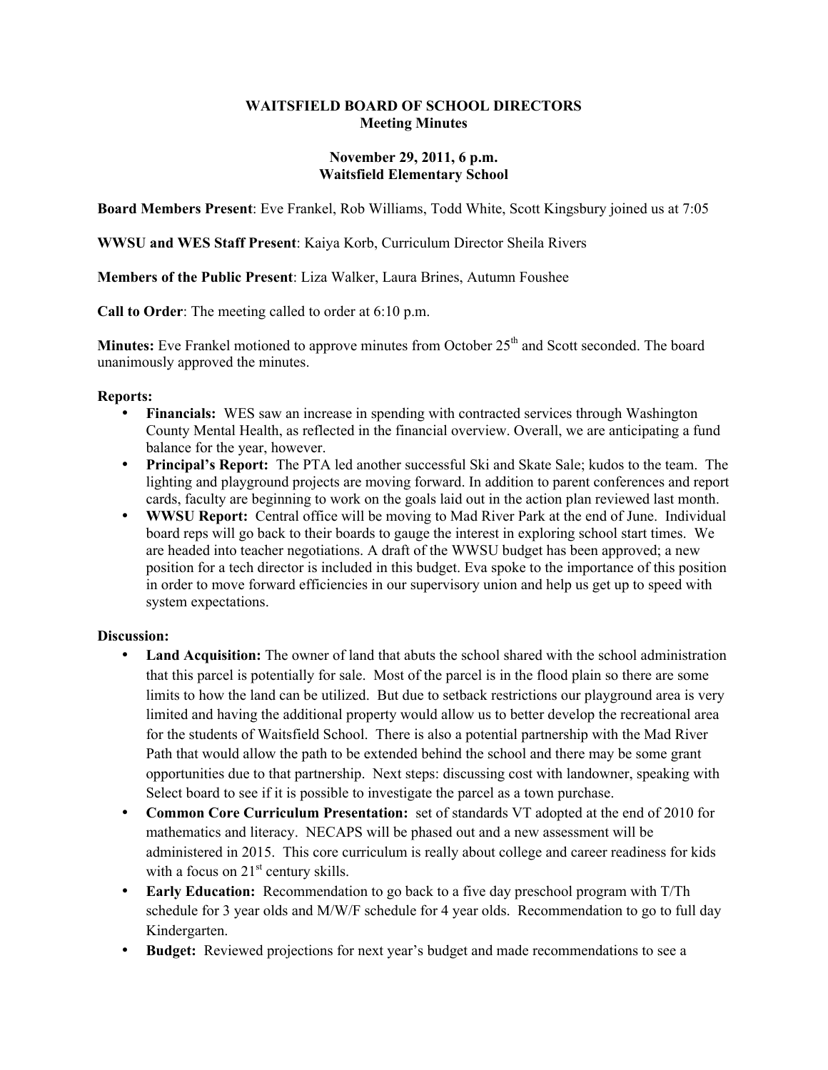**WAITSFIELD BOARD OF SCHOOL DIRECTORS**
**Meeting Minutes**

**November 29, 2011, 6 p.m.**
**Waitsfield Elementary School**

**Board Members Present**: Eve Frankel, Rob Williams, Todd White, Scott Kingsbury joined us at 7:05

**WWSU and WES Staff Present**: Kaiya Korb, Curriculum Director Sheila Rivers

**Members of the Public Present**: Liza Walker, Laura Brines, Autumn Foushee

**Call to Order**: The meeting called to order at 6:10 p.m.

**Minutes:** Eve Frankel motioned to approve minutes from October 25th and Scott seconded. The board unanimously approved the minutes.

**Reports:**

- **Financials:** WES saw an increase in spending with contracted services through Washington County Mental Health, as reflected in the financial overview. Overall, we are anticipating a fund balance for the year, however.
- **Principal's Report:** The PTA led another successful Ski and Skate Sale; kudos to the team. The lighting and playground projects are moving forward. In addition to parent conferences and report cards, faculty are beginning to work on the goals laid out in the action plan reviewed last month.
- **WWSU Report:** Central office will be moving to Mad River Park at the end of June. Individual board reps will go back to their boards to gauge the interest in exploring school start times. We are headed into teacher negotiations. A draft of the WWSU budget has been approved; a new position for a tech director is included in this budget. Eva spoke to the importance of this position in order to move forward efficiencies in our supervisory union and help us get up to speed with system expectations.

**Discussion:**

- **Land Acquisition:** The owner of land that abuts the school shared with the school administration that this parcel is potentially for sale. Most of the parcel is in the flood plain so there are some limits to how the land can be utilized. But due to setback restrictions our playground area is very limited and having the additional property would allow us to better develop the recreational area for the students of Waitsfield School. There is also a potential partnership with the Mad River Path that would allow the path to be extended behind the school and there may be some grant opportunities due to that partnership. Next steps: discussing cost with landowner, speaking with Select board to see if it is possible to investigate the parcel as a town purchase.
- **Common Core Curriculum Presentation:** set of standards VT adopted at the end of 2010 for mathematics and literacy. NECAPS will be phased out and a new assessment will be administered in 2015. This core curriculum is really about college and career readiness for kids with a focus on 21st century skills.
- **Early Education:** Recommendation to go back to a five day preschool program with T/Th schedule for 3 year olds and M/W/F schedule for 4 year olds. Recommendation to go to full day Kindergarten.
- **Budget:** Reviewed projections for next year's budget and made recommendations to see a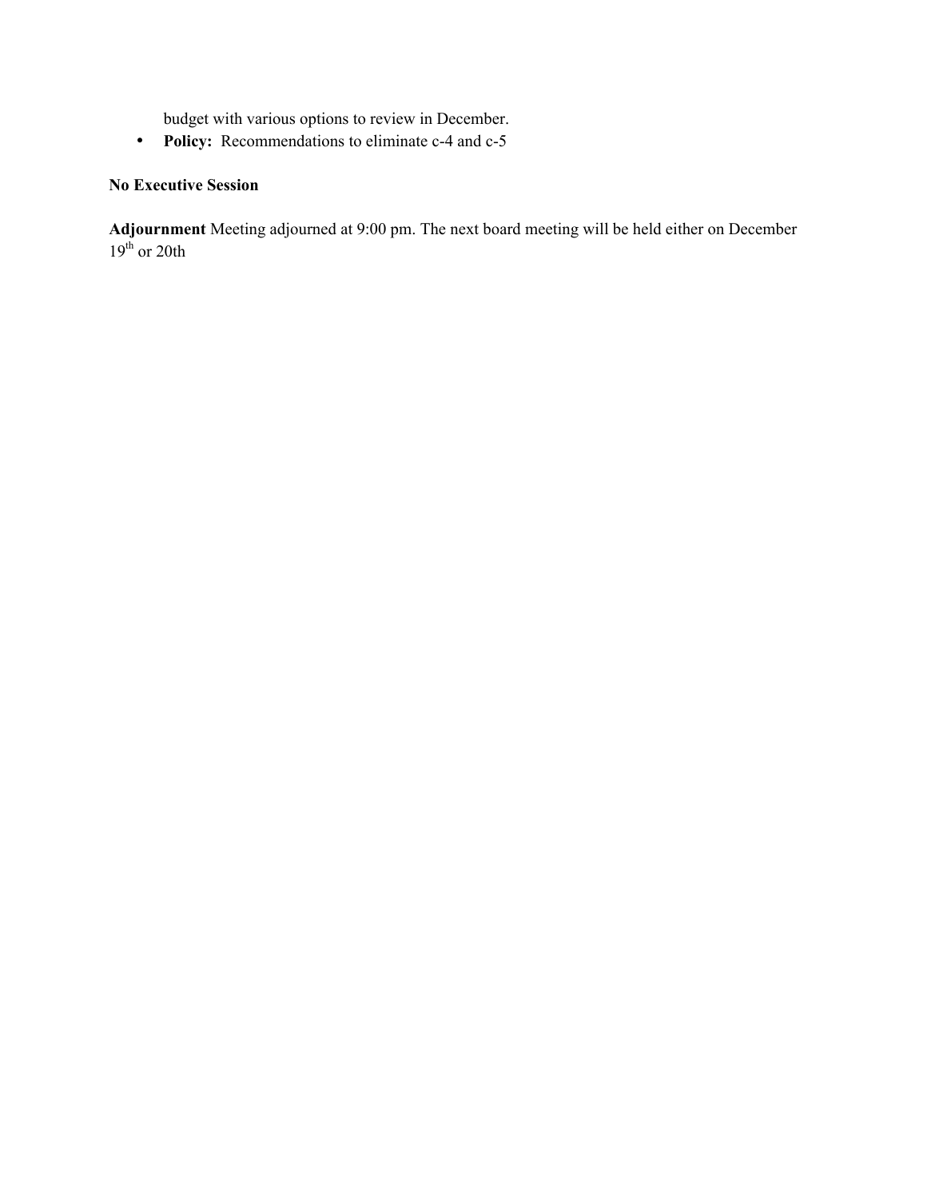budget with various options to review in December.

- **Policy:** Recommendations to eliminate c-4 and c-5

**No Executive Session**

**Adjournment** Meeting adjourned at 9:00 pm. The next board meeting will be held either on December 19th or 20th